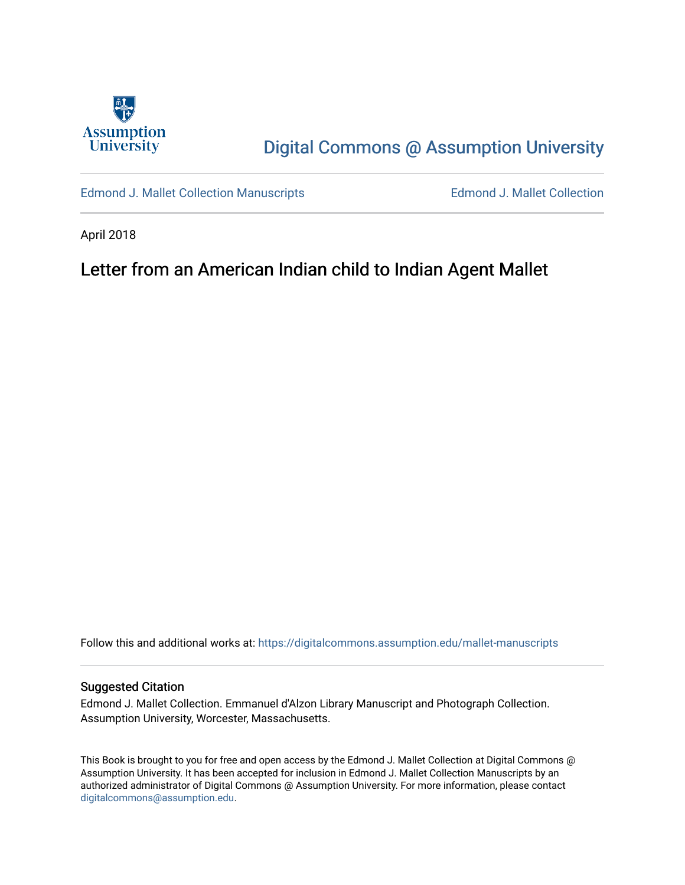Assumption University

Digital Commons @ Assumption University

Edmond J. Mallet Collection Manuscripts

Edmond J. Mallet Collection

April 2018

# Letter from an American Indian child to Indian Agent Mallet

Follow this and additional works at: https://digitalcommons.assumption.edu/mallet-manuscripts

## Suggested Citation

Edmond J. Mallet Collection. Emmanuel d'Alzon Library Manuscript and Photograph Collection. Assumption University, Worcester, Massachusetts.

This Book is brought to you for free and open access by the Edmond J. Mallet Collection at Digital Commons @ Assumption University. It has been accepted for inclusion in Edmond J. Mallet Collection Manuscripts by an authorized administrator of Digital Commons @ Assumption University. For more information, please contact digitalcommons@assumption.edu.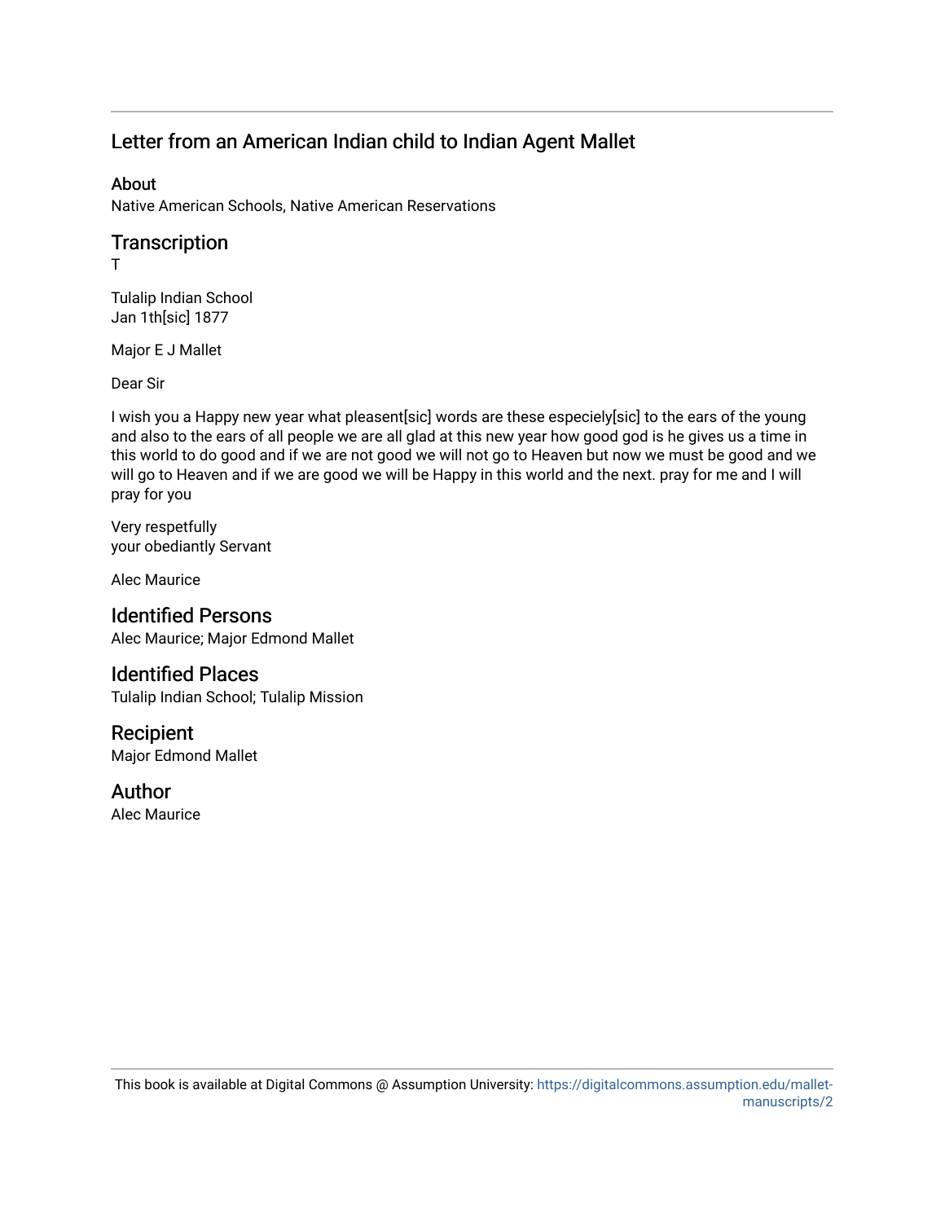## Letter from an American Indian child to Indian Agent Mallet

### About

Native American Schools, Native American Reservations

### Transcription

T

Tulalip Indian School
Jan 1th[sic] 1877

Major E J Mallet

Dear Sir

I wish you a Happy new year what pleasent[sic] words are these especiely[sic] to the ears of the young and also to the ears of all people we are all glad at this new year how good god is he gives us a time in this world to do good and if we are not good we will not go to Heaven but now we must be good and we will go to Heaven and if we are good we will be Happy in this world and the next. pray for me and I will pray for you

Very respetfully
your obediantly Servant

Alec Maurice

### Identified Persons

Alec Maurice; Major Edmond Mallet

### Identified Places

Tulalip Indian School; Tulalip Mission

### Recipient

Major Edmond Mallet

### Author

Alec Maurice

This book is available at Digital Commons @ Assumption University: https://digitalcommons.assumption.edu/mallet-manuscripts/2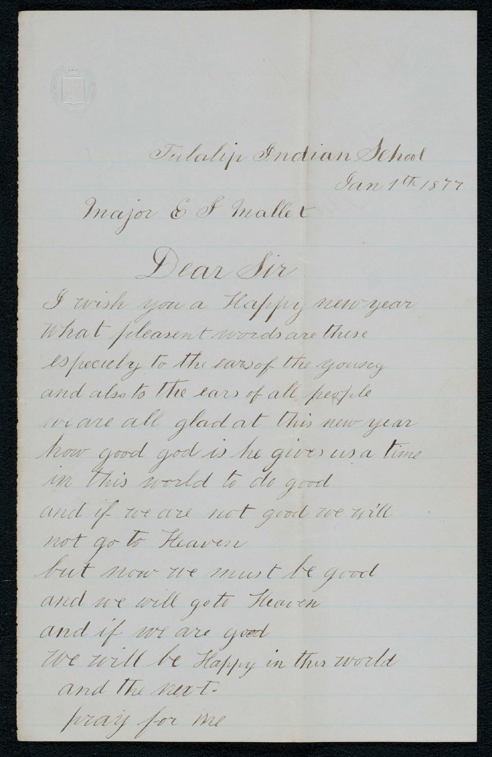Tulalip Indian School
Jan 1th 1877

Major E J Mallet

Dear Sir

I wish you a Happy new year
What pleasent words are these
especiely to the ears of the young
and also to the ears of all people
we are all glad at this new year
how good god is he gives us a time
in this world to do good
and if we are not good we will
not go to Heaven
but now we must be good
and we will go to Heaven
and if we are good
We will be Happy in this world
and the next-
pray for me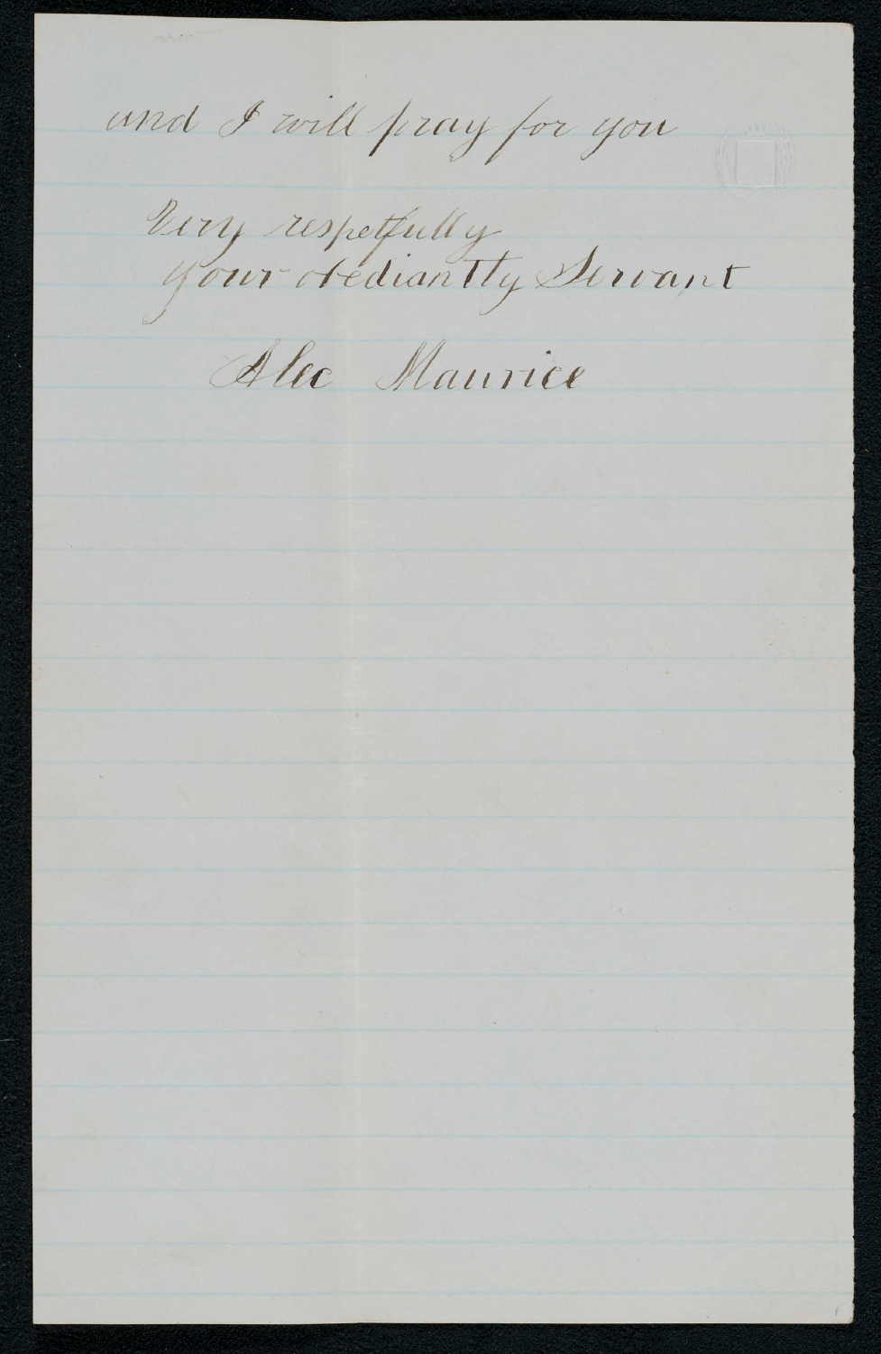and I will pray for you

Very respetfully
your obediantly Servant

Alec Maurice